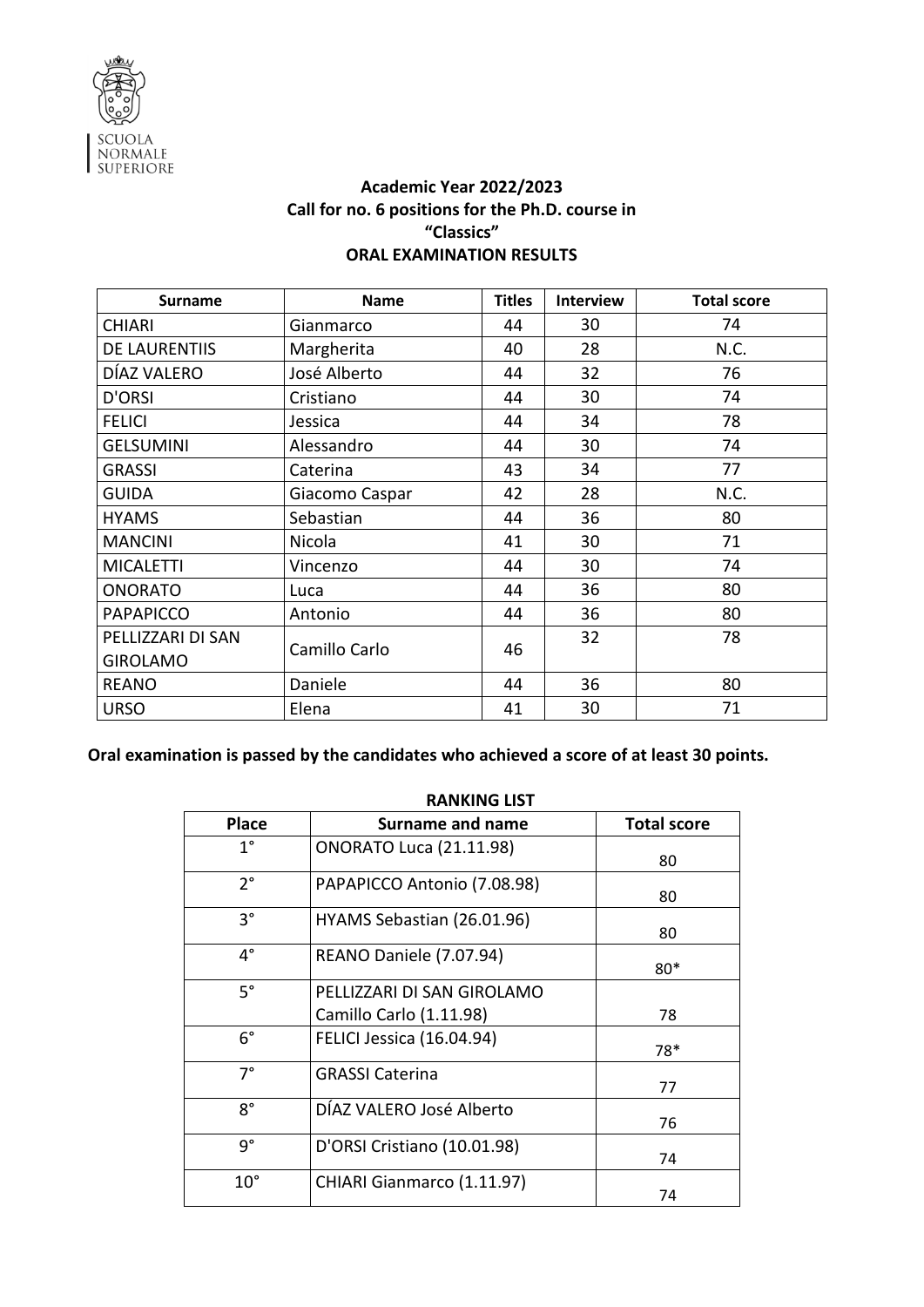SCUOLA NORMALE SUPERIORE

**Academic Year 2022/2023**
**Call for no. 6 positions for the Ph.D. course in**
**"Classics"**
**ORAL EXAMINATION RESULTS**

| Surname | Name | Titles | Interview | Total score |
|---|---|---|---|---|
| CHIARI | Gianmarco | 44 | 30 | 74 |
| DE LAURENTIIS | Margherita | 40 | 28 | N.C. |
| DÍAZ VALERO | José Alberto | 44 | 32 | 76 |
| D'ORSI | Cristiano | 44 | 30 | 74 |
| FELICI | Jessica | 44 | 34 | 78 |
| GELSUMINI | Alessandro | 44 | 30 | 74 |
| GRASSI | Caterina | 43 | 34 | 77 |
| GUIDA | Giacomo Caspar | 42 | 28 | N.C. |
| HYAMS | Sebastian | 44 | 36 | 80 |
| MANCINI | Nicola | 41 | 30 | 71 |
| MICALETTI | Vincenzo | 44 | 30 | 74 |
| ONORATO | Luca | 44 | 36 | 80 |
| PAPAPICCO | Antonio | 44 | 36 | 80 |
| PELLIZZARI DI SAN GIROLAMO | Camillo Carlo | 46 | 32 | 78 |
| REANO | Daniele | 44 | 36 | 80 |
| URSO | Elena | 41 | 30 | 71 |

**Oral examination is passed by the candidates who achieved a score of at least 30 points.**

**RANKING LIST**

| Place | Surname and name | Total score |
|---|---|---|
| 1° | ONORATO Luca (21.11.98) | 80 |
| 2° | PAPAPICCO Antonio (7.08.98) | 80 |
| 3° | HYAMS Sebastian (26.01.96) | 80 |
| 4° | REANO Daniele (7.07.94) | 80* |
| 5° | PELLIZZARI DI SAN GIROLAMO Camillo Carlo (1.11.98) | 78 |
| 6° | FELICI Jessica (16.04.94) | 78* |
| 7° | GRASSI Caterina | 77 |
| 8° | DÍAZ VALERO José Alberto | 76 |
| 9° | D'ORSI Cristiano (10.01.98) | 74 |
| 10° | CHIARI Gianmarco (1.11.97) | 74 |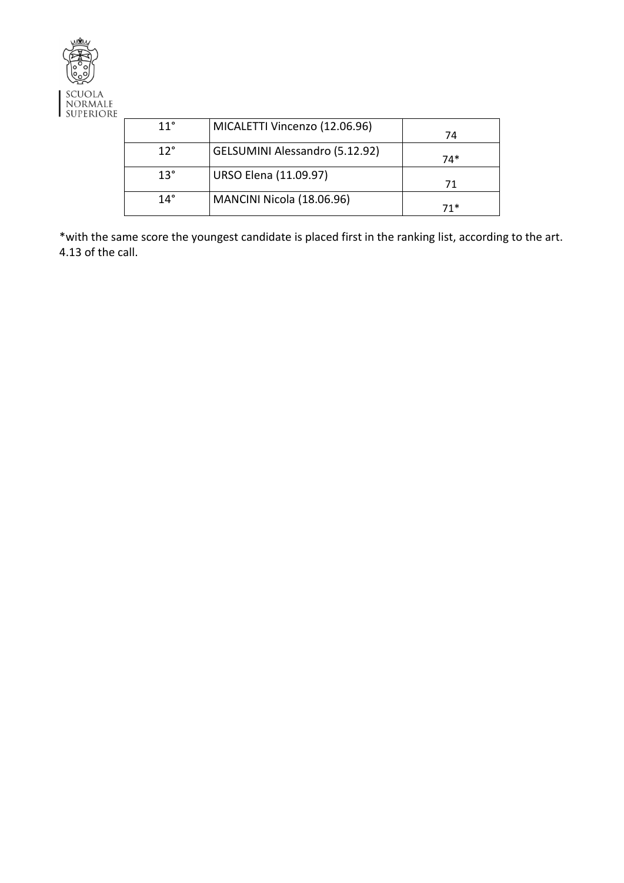| | | |
|---|---|---|
| 11° | MICALETTI Vincenzo (12.06.96) | 74 |
| 12° | GELSUMINI Alessandro (5.12.92) | 74* |
| 13° | URSO Elena (11.09.97) | 71 |
| 14° | MANCINI Nicola (18.06.96) | 71* |

*with the same score the youngest candidate is placed first in the ranking list, according to the art. 4.13 of the call.